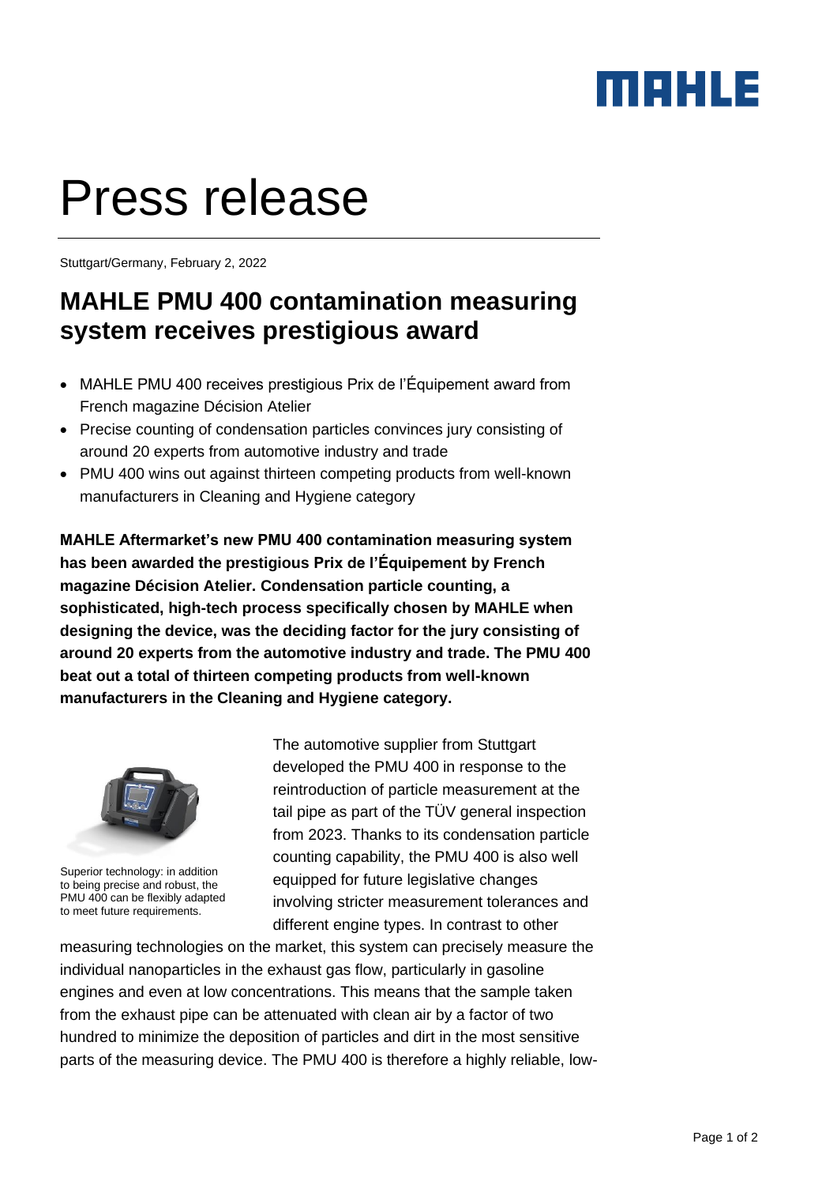# Press release

Stuttgart/Germany, February 2, 2022

## MAHLE PMU 400 contamination measuring system receives prestigious award

- MAHLE PMU 400 receives prestigious Prix de l'Équipement award from French magazine Décision Atelier
- Precise counting of condensation particles convinces jury consisting of around 20 experts from automotive industry and trade
- PMU 400 wins out against thirteen competing products from well-known manufacturers in Cleaning and Hygiene category

**MAHLE Aftermarket's new PMU 400 contamination measuring system has been awarded the prestigious Prix de l'Équipement by French magazine Décision Atelier. Condensation particle counting, a sophisticated, high-tech process specifically chosen by MAHLE when designing the device, was the deciding factor for the jury consisting of around 20 experts from the automotive industry and trade. The PMU 400 beat out a total of thirteen competing products from well-known manufacturers in the Cleaning and Hygiene category.**

Superior technology: in addition to being precise and robust, the PMU 400 can be flexibly adapted to meet future requirements.

The automotive supplier from Stuttgart developed the PMU 400 in response to the reintroduction of particle measurement at the tail pipe as part of the TÜV general inspection from 2023. Thanks to its condensation particle counting capability, the PMU 400 is also well equipped for future legislative changes involving stricter measurement tolerances and different engine types. In contrast to other measuring technologies on the market, this system can precisely measure the individual nanoparticles in the exhaust gas flow, particularly in gasoline engines and even at low concentrations. This means that the sample taken from the exhaust pipe can be attenuated with clean air by a factor of two hundred to minimize the deposition of particles and dirt in the most sensitive parts of the measuring device. The PMU 400 is therefore a highly reliable, low-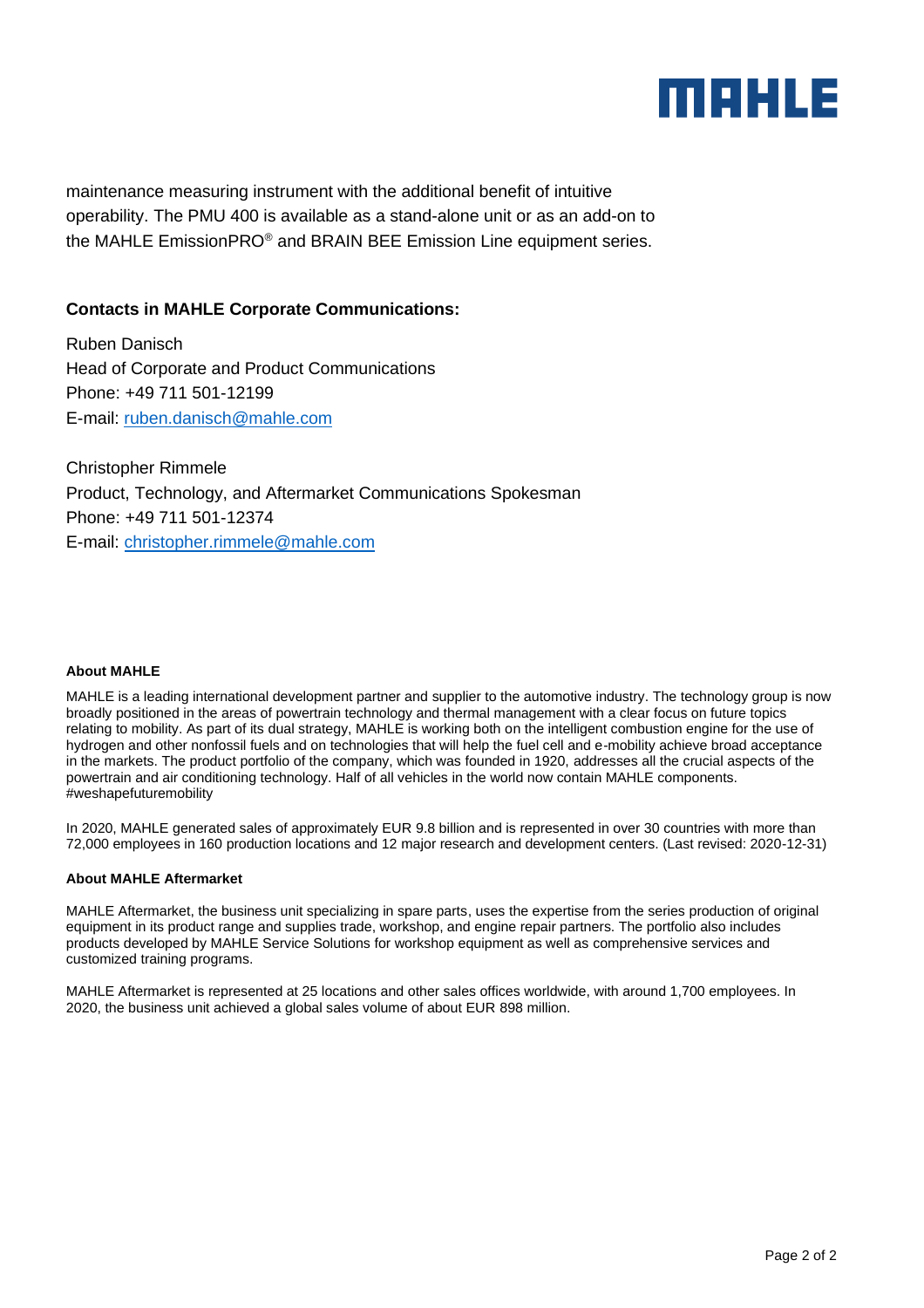maintenance measuring instrument with the additional benefit of intuitive operability. The PMU 400 is available as a stand-alone unit or as an add-on to the MAHLE EmissionPRO® and BRAIN BEE Emission Line equipment series.

**Contacts in MAHLE Corporate Communications:**

Ruben Danisch
Head of Corporate and Product Communications
Phone: +49 711 501-12199
E-mail: ruben.danisch@mahle.com

Christopher Rimmele
Product, Technology, and Aftermarket Communications Spokesman
Phone: +49 711 501-12374
E-mail: christopher.rimmele@mahle.com

**About MAHLE**

MAHLE is a leading international development partner and supplier to the automotive industry. The technology group is now broadly positioned in the areas of powertrain technology and thermal management with a clear focus on future topics relating to mobility. As part of its dual strategy, MAHLE is working both on the intelligent combustion engine for the use of hydrogen and other nonfossil fuels and on technologies that will help the fuel cell and e-mobility achieve broad acceptance in the markets. The product portfolio of the company, which was founded in 1920, addresses all the crucial aspects of the powertrain and air conditioning technology. Half of all vehicles in the world now contain MAHLE components. #weshapefuturemobility

In 2020, MAHLE generated sales of approximately EUR 9.8 billion and is represented in over 30 countries with more than 72,000 employees in 160 production locations and 12 major research and development centers. (Last revised: 2020-12-31)

**About MAHLE Aftermarket**

MAHLE Aftermarket, the business unit specializing in spare parts, uses the expertise from the series production of original equipment in its product range and supplies trade, workshop, and engine repair partners. The portfolio also includes products developed by MAHLE Service Solutions for workshop equipment as well as comprehensive services and customized training programs.

MAHLE Aftermarket is represented at 25 locations and other sales offices worldwide, with around 1,700 employees. In 2020, the business unit achieved a global sales volume of about EUR 898 million.